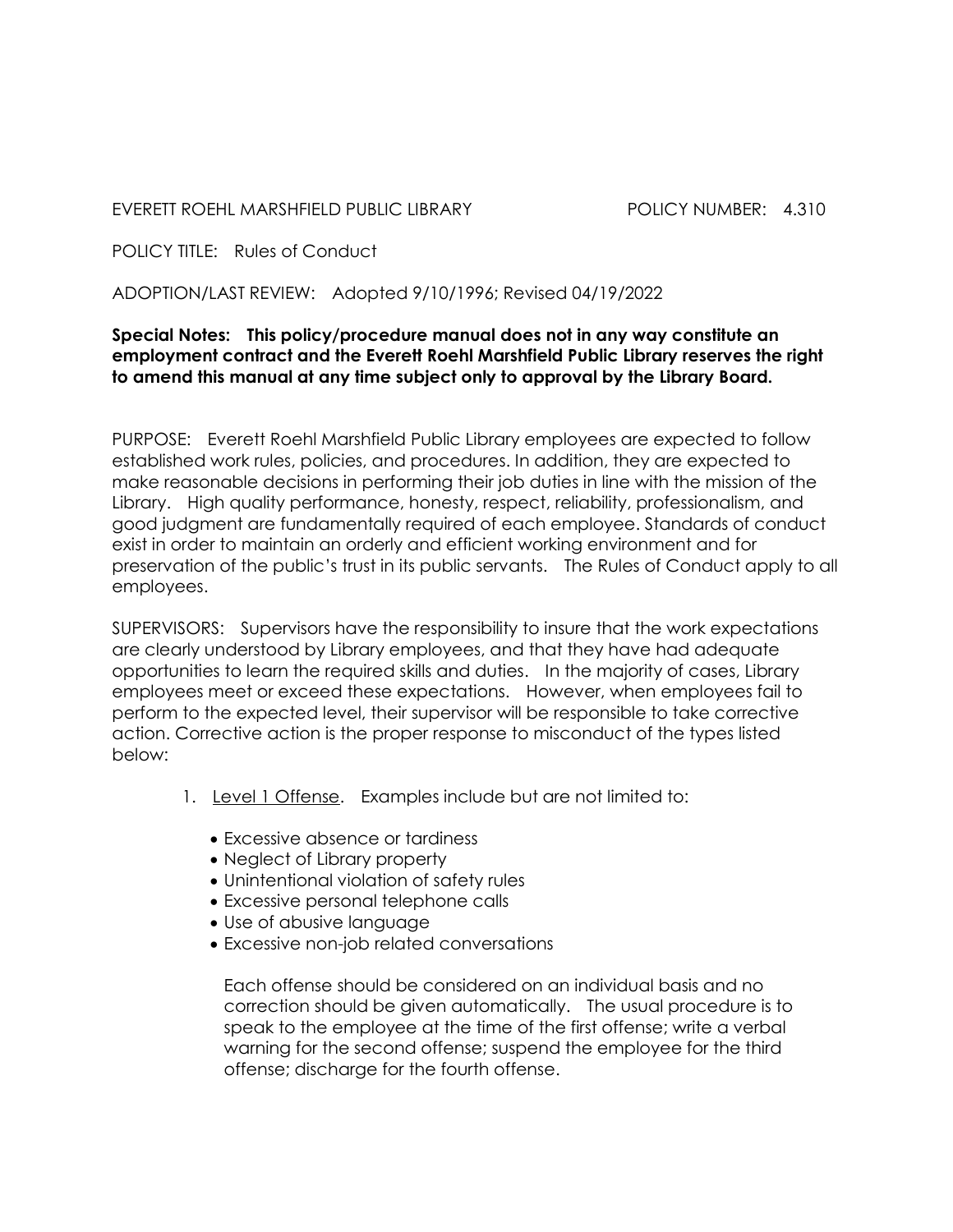EVERETT ROEHL MARSHFIELD PUBLIC LIBRARY　　　　　POLICY NUMBER: 4.310

POLICY TITLE: Rules of Conduct

ADOPTION/LAST REVIEW: Adopted 9/10/1996; Revised 04/19/2022

**Special Notes: This policy/procedure manual does not in any way constitute an employment contract and the Everett Roehl Marshfield Public Library reserves the right to amend this manual at any time subject only to approval by the Library Board.**

PURPOSE: Everett Roehl Marshfield Public Library employees are expected to follow established work rules, policies, and procedures. In addition, they are expected to make reasonable decisions in performing their job duties in line with the mission of the Library. High quality performance, honesty, respect, reliability, professionalism, and good judgment are fundamentally required of each employee. Standards of conduct exist in order to maintain an orderly and efficient working environment and for preservation of the public's trust in its public servants. The Rules of Conduct apply to all employees.

SUPERVISORS: Supervisors have the responsibility to insure that the work expectations are clearly understood by Library employees, and that they have had adequate opportunities to learn the required skills and duties. In the majority of cases, Library employees meet or exceed these expectations. However, when employees fail to perform to the expected level, their supervisor will be responsible to take corrective action. Corrective action is the proper response to misconduct of the types listed below:

1. Level 1 Offense. Examples include but are not limited to:

   - Excessive absence or tardiness
   - Neglect of Library property
   - Unintentional violation of safety rules
   - Excessive personal telephone calls
   - Use of abusive language
   - Excessive non-job related conversations

   Each offense should be considered on an individual basis and no correction should be given automatically. The usual procedure is to speak to the employee at the time of the first offense; write a verbal warning for the second offense; suspend the employee for the third offense; discharge for the fourth offense.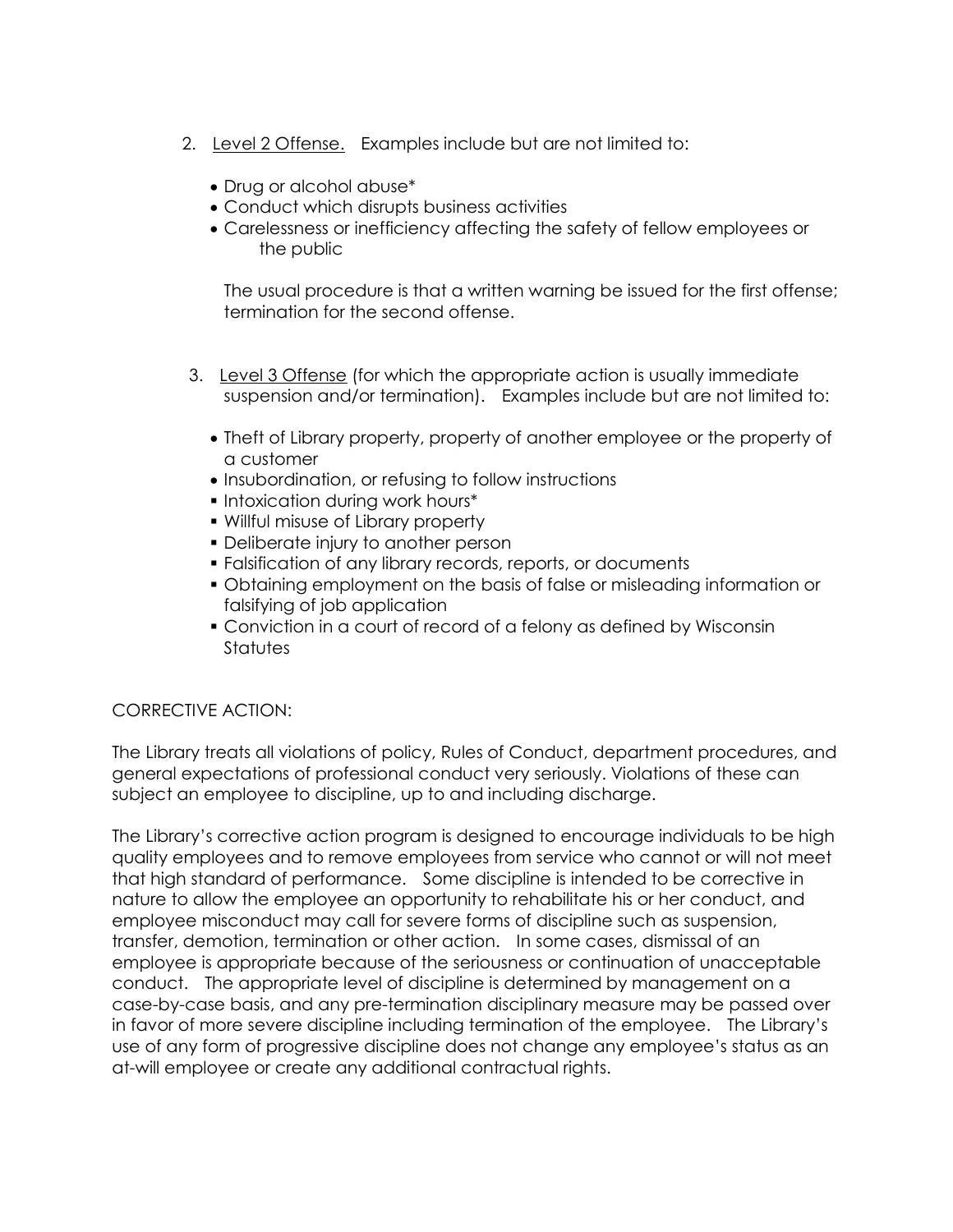2. Level 2 Offense. Examples include but are not limited to:

   - Drug or alcohol abuse*
   - Conduct which disrupts business activities
   - Carelessness or inefficiency affecting the safety of fellow employees or the public

   The usual procedure is that a written warning be issued for the first offense; termination for the second offense.

3. Level 3 Offense (for which the appropriate action is usually immediate suspension and/or termination). Examples include but are not limited to:

   - Theft of Library property, property of another employee or the property of a customer
   - Insubordination, or refusing to follow instructions
   - Intoxication during work hours*
   - Willful misuse of Library property
   - Deliberate injury to another person
   - Falsification of any library records, reports, or documents
   - Obtaining employment on the basis of false or misleading information or falsifying of job application
   - Conviction in a court of record of a felony as defined by Wisconsin Statutes

CORRECTIVE ACTION:

The Library treats all violations of policy, Rules of Conduct, department procedures, and general expectations of professional conduct very seriously. Violations of these can subject an employee to discipline, up to and including discharge.

The Library's corrective action program is designed to encourage individuals to be high quality employees and to remove employees from service who cannot or will not meet that high standard of performance. Some discipline is intended to be corrective in nature to allow the employee an opportunity to rehabilitate his or her conduct, and employee misconduct may call for severe forms of discipline such as suspension, transfer, demotion, termination or other action. In some cases, dismissal of an employee is appropriate because of the seriousness or continuation of unacceptable conduct. The appropriate level of discipline is determined by management on a case-by-case basis, and any pre-termination disciplinary measure may be passed over in favor of more severe discipline including termination of the employee. The Library's use of any form of progressive discipline does not change any employee's status as an at-will employee or create any additional contractual rights.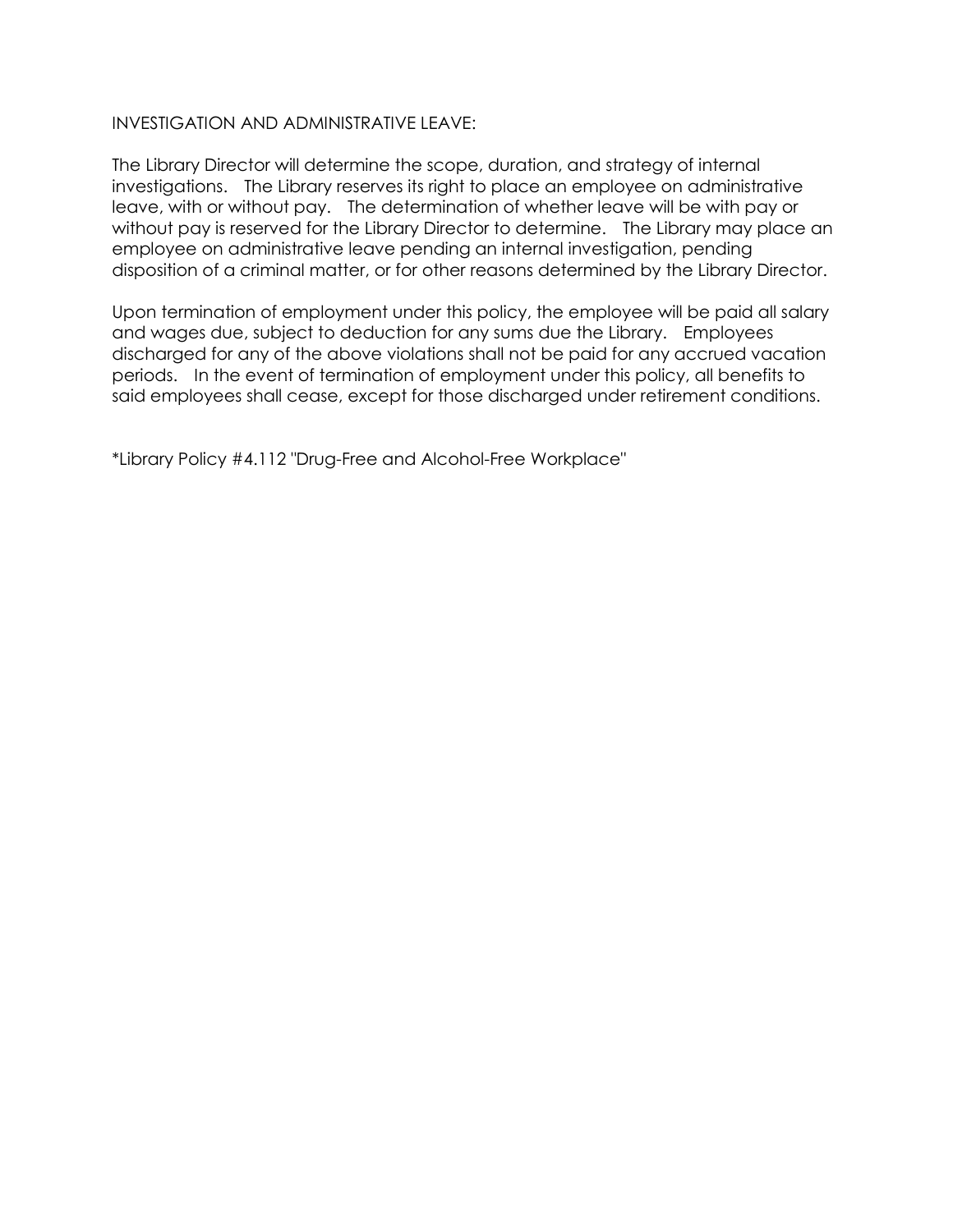INVESTIGATION AND ADMINISTRATIVE LEAVE:

The Library Director will determine the scope, duration, and strategy of internal investigations. The Library reserves its right to place an employee on administrative leave, with or without pay. The determination of whether leave will be with pay or without pay is reserved for the Library Director to determine. The Library may place an employee on administrative leave pending an internal investigation, pending disposition of a criminal matter, or for other reasons determined by the Library Director.

Upon termination of employment under this policy, the employee will be paid all salary and wages due, subject to deduction for any sums due the Library. Employees discharged for any of the above violations shall not be paid for any accrued vacation periods. In the event of termination of employment under this policy, all benefits to said employees shall cease, except for those discharged under retirement conditions.

*Library Policy #4.112 "Drug-Free and Alcohol-Free Workplace"